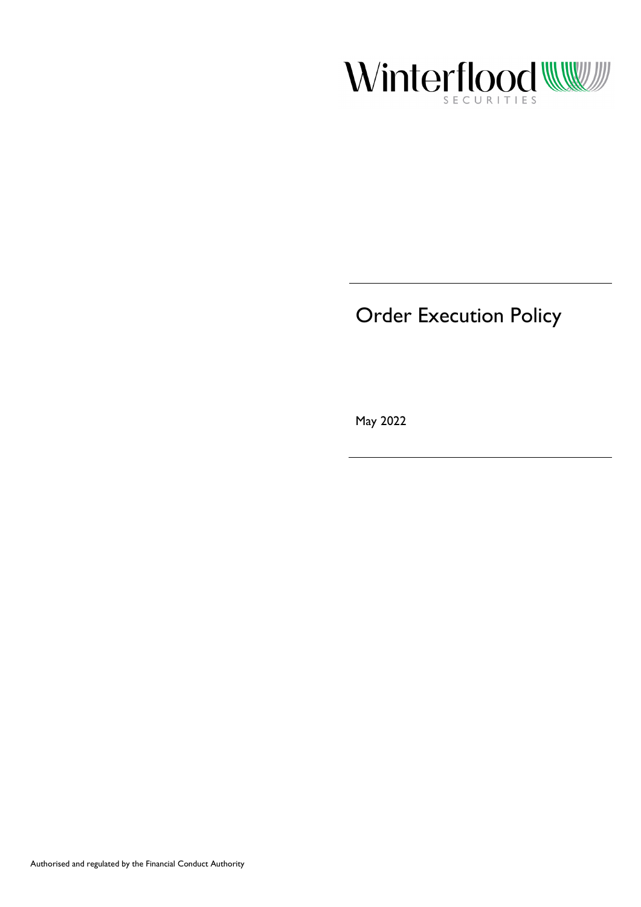Winterflood

SECURITIES

# Order Execution Policy

May 2022

Authorised and regulated by the Financial Conduct Authority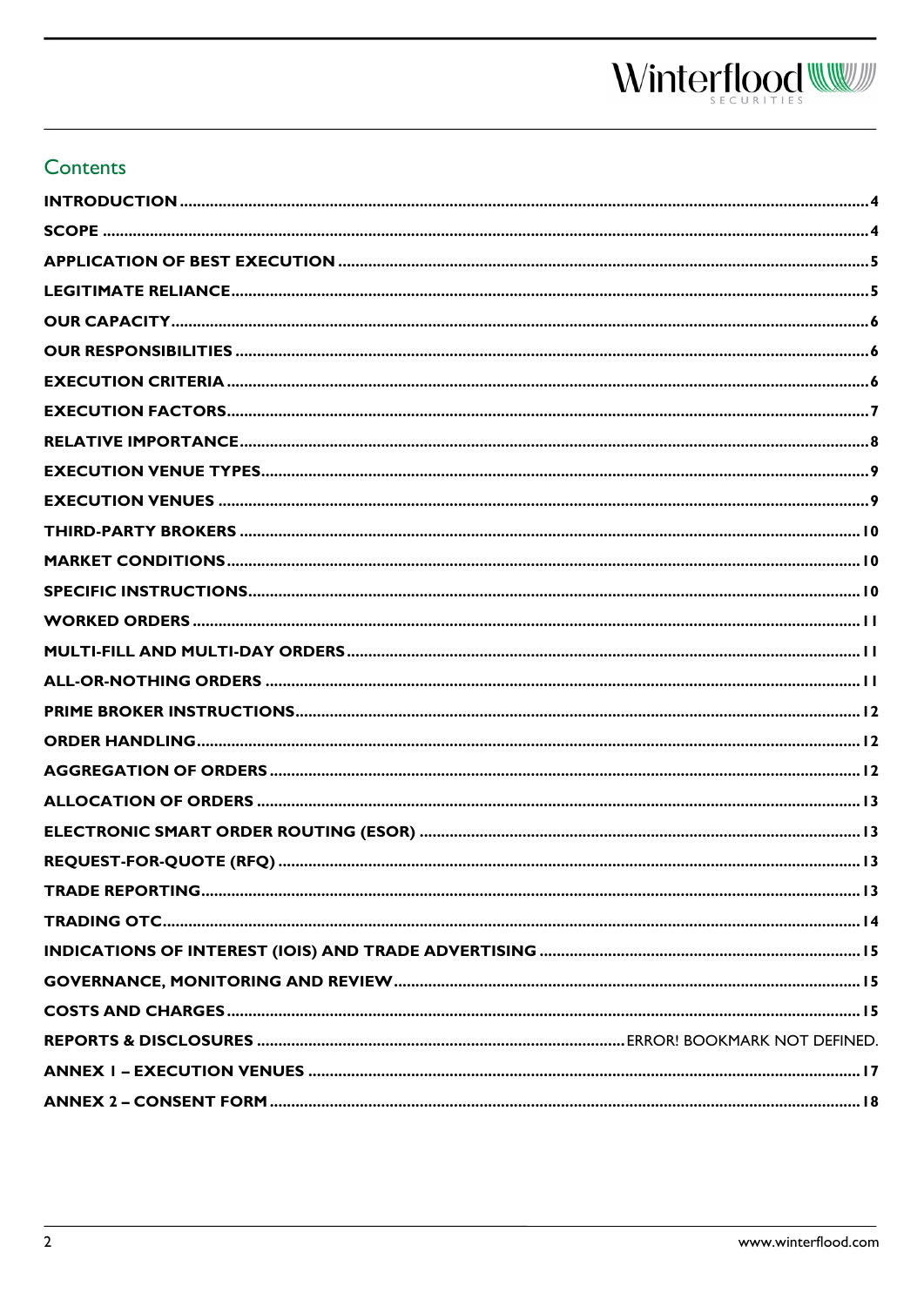## Contents

INTRODUCTION ..... 4
SCOPE ..... 4
APPLICATION OF BEST EXECUTION ..... 5
LEGITIMATE RELIANCE ..... 5
OUR CAPACITY ..... 6
OUR RESPONSIBILITIES ..... 6
EXECUTION CRITERIA ..... 6
EXECUTION FACTORS ..... 7
RELATIVE IMPORTANCE ..... 8
EXECUTION VENUE TYPES ..... 9
EXECUTION VENUES ..... 9
THIRD-PARTY BROKERS ..... 10
MARKET CONDITIONS ..... 10
SPECIFIC INSTRUCTIONS ..... 10
WORKED ORDERS ..... 11
MULTI-FILL AND MULTI-DAY ORDERS ..... 11
ALL-OR-NOTHING ORDERS ..... 11
PRIME BROKER INSTRUCTIONS ..... 12
ORDER HANDLING ..... 12
AGGREGATION OF ORDERS ..... 12
ALLOCATION OF ORDERS ..... 13
ELECTRONIC SMART ORDER ROUTING (ESOR) ..... 13
REQUEST-FOR-QUOTE (RFQ) ..... 13
TRADE REPORTING ..... 13
TRADING OTC ..... 14
INDICATIONS OF INTEREST (IOIS) AND TRADE ADVERTISING ..... 15
GOVERNANCE, MONITORING AND REVIEW ..... 15
COSTS AND CHARGES ..... 15
REPORTS & DISCLOSURES ..... ERROR! BOOKMARK NOT DEFINED.
ANNEX 1 – EXECUTION VENUES ..... 17
ANNEX 2 – CONSENT FORM ..... 18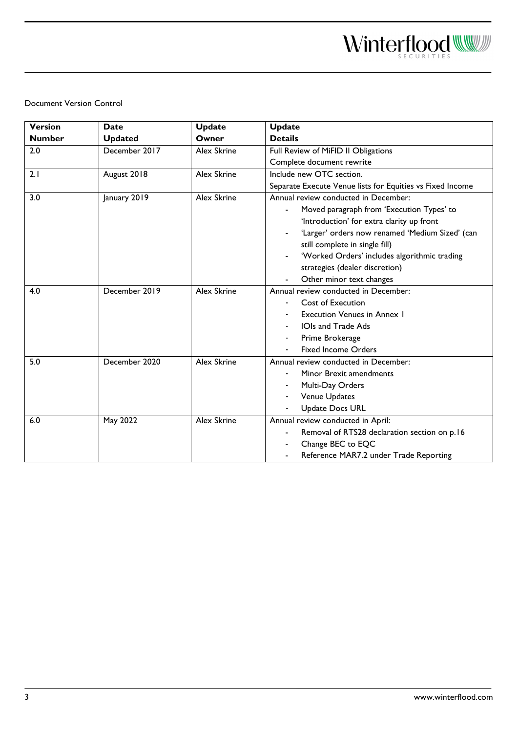Document Version Control

| Version Number | Date Updated | Update Owner | Update Details |
|---|---|---|---|
| 2.0 | December 2017 | Alex Skrine | Full Review of MiFID II Obligations<br>Complete document rewrite |
| 2.1 | August 2018 | Alex Skrine | Include new OTC section.<br>Separate Execute Venue lists for Equities vs Fixed Income |
| 3.0 | January 2019 | Alex Skrine | Annual review conducted in December:<br>- Moved paragraph from 'Execution Types' to 'Introduction' for extra clarity up front<br>- 'Larger' orders now renamed 'Medium Sized' (can still complete in single fill)<br>- 'Worked Orders' includes algorithmic trading strategies (dealer discretion)<br>- Other minor text changes |
| 4.0 | December 2019 | Alex Skrine | Annual review conducted in December:<br>- Cost of Execution<br>- Execution Venues in Annex 1<br>- IOIs and Trade Ads<br>- Prime Brokerage<br>- Fixed Income Orders |
| 5.0 | December 2020 | Alex Skrine | Annual review conducted in December:<br>- Minor Brexit amendments<br>- Multi-Day Orders<br>- Venue Updates<br>- Update Docs URL |
| 6.0 | May 2022 | Alex Skrine | Annual review conducted in April:<br>- Removal of RTS28 declaration section on p.16<br>- Change BEC to EQC<br>- Reference MAR7.2 under Trade Reporting |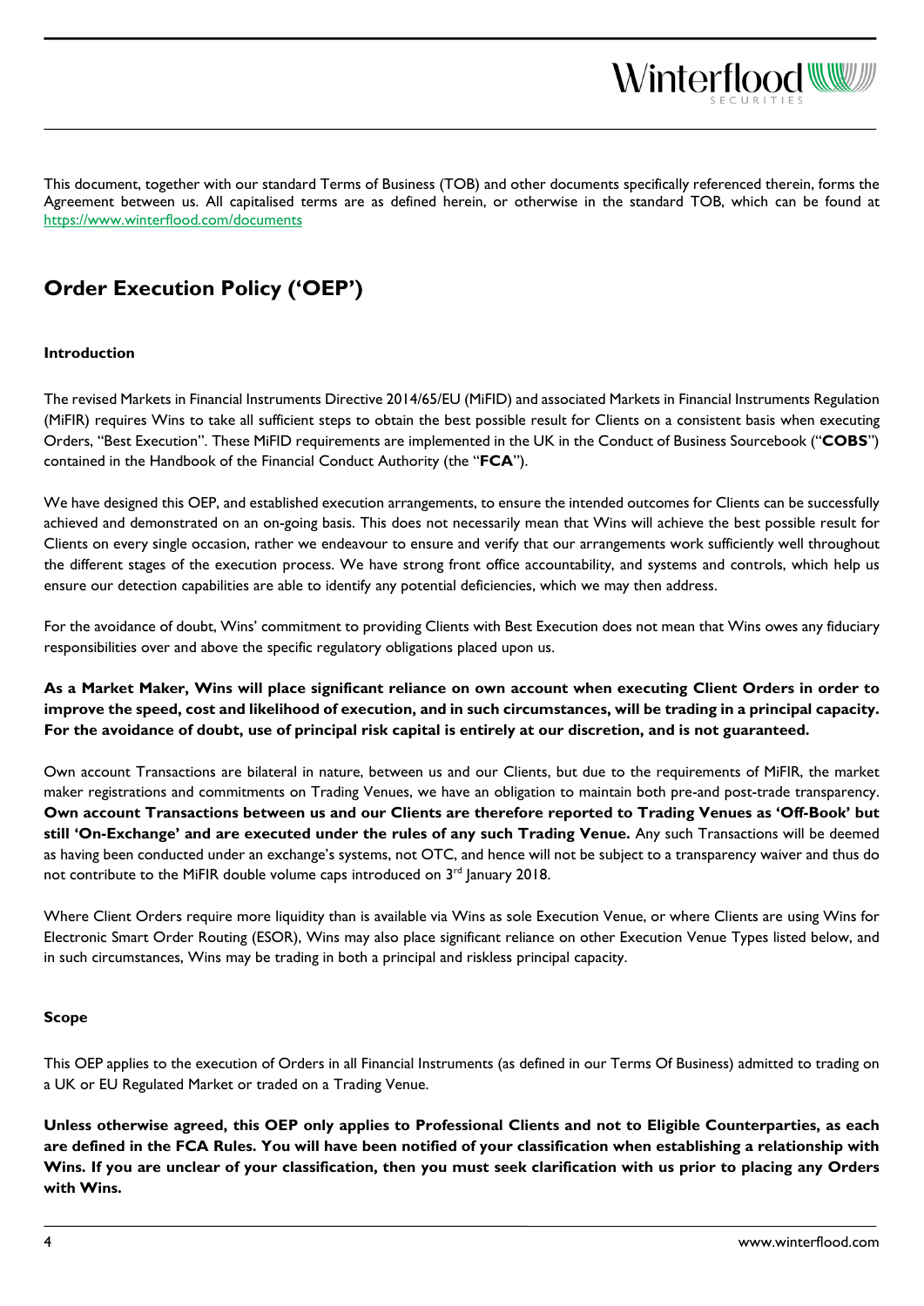This document, together with our standard Terms of Business (TOB) and other documents specifically referenced therein, forms the Agreement between us. All capitalised terms are as defined herein, or otherwise in the standard TOB, which can be found at https://www.winterflood.com/documents

## Order Execution Policy ('OEP')

**Introduction**

The revised Markets in Financial Instruments Directive 2014/65/EU (MiFID) and associated Markets in Financial Instruments Regulation (MiFIR) requires Wins to take all sufficient steps to obtain the best possible result for Clients on a consistent basis when executing Orders, "Best Execution". These MiFID requirements are implemented in the UK in the Conduct of Business Sourcebook ("**COBS**") contained in the Handbook of the Financial Conduct Authority (the "**FCA**").

We have designed this OEP, and established execution arrangements, to ensure the intended outcomes for Clients can be successfully achieved and demonstrated on an on-going basis. This does not necessarily mean that Wins will achieve the best possible result for Clients on every single occasion, rather we endeavour to ensure and verify that our arrangements work sufficiently well throughout the different stages of the execution process. We have strong front office accountability, and systems and controls, which help us ensure our detection capabilities are able to identify any potential deficiencies, which we may then address.

For the avoidance of doubt, Wins' commitment to providing Clients with Best Execution does not mean that Wins owes any fiduciary responsibilities over and above the specific regulatory obligations placed upon us.

**As a Market Maker, Wins will place significant reliance on own account when executing Client Orders in order to improve the speed, cost and likelihood of execution, and in such circumstances, will be trading in a principal capacity. For the avoidance of doubt, use of principal risk capital is entirely at our discretion, and is not guaranteed.**

Own account Transactions are bilateral in nature, between us and our Clients, but due to the requirements of MiFIR, the market maker registrations and commitments on Trading Venues, we have an obligation to maintain both pre-and post-trade transparency. **Own account Transactions between us and our Clients are therefore reported to Trading Venues as 'Off-Book' but still 'On-Exchange' and are executed under the rules of any such Trading Venue.** Any such Transactions will be deemed as having been conducted under an exchange's systems, not OTC, and hence will not be subject to a transparency waiver and thus do not contribute to the MiFIR double volume caps introduced on 3rd January 2018.

Where Client Orders require more liquidity than is available via Wins as sole Execution Venue, or where Clients are using Wins for Electronic Smart Order Routing (ESOR), Wins may also place significant reliance on other Execution Venue Types listed below, and in such circumstances, Wins may be trading in both a principal and riskless principal capacity.

**Scope**

This OEP applies to the execution of Orders in all Financial Instruments (as defined in our Terms Of Business) admitted to trading on a UK or EU Regulated Market or traded on a Trading Venue.

**Unless otherwise agreed, this OEP only applies to Professional Clients and not to Eligible Counterparties, as each are defined in the FCA Rules. You will have been notified of your classification when establishing a relationship with Wins. If you are unclear of your classification, then you must seek clarification with us prior to placing any Orders with Wins.**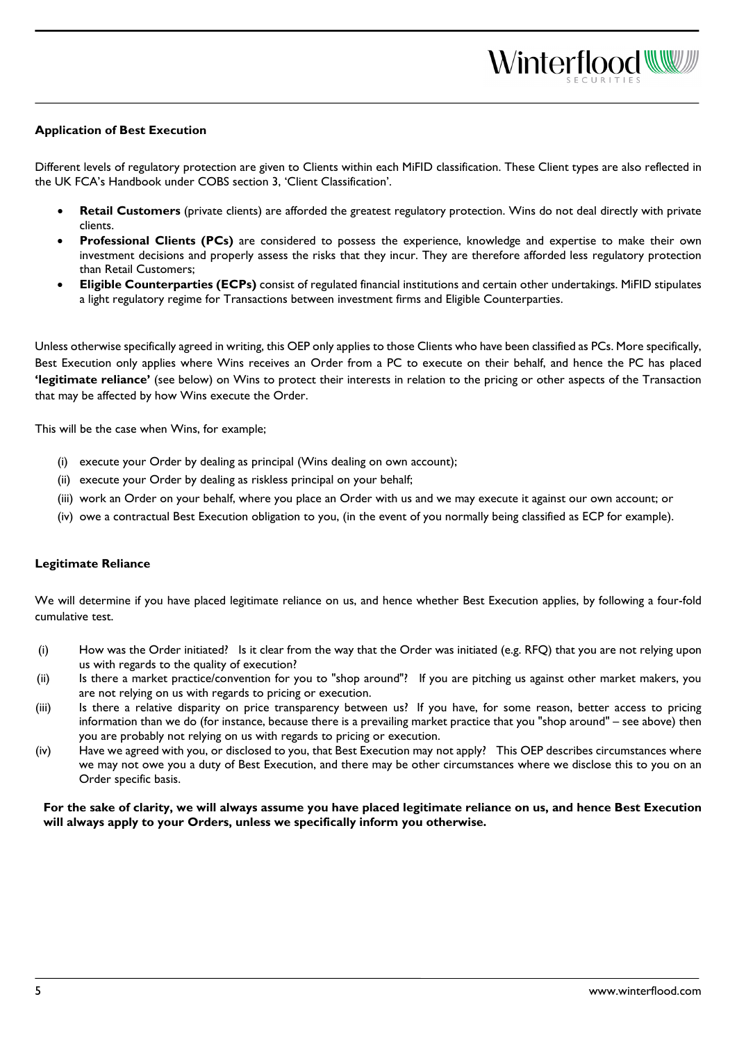**Application of Best Execution**

Different levels of regulatory protection are given to Clients within each MiFID classification. These Client types are also reflected in the UK FCA's Handbook under COBS section 3, 'Client Classification'.

- **Retail Customers** (private clients) are afforded the greatest regulatory protection. Wins do not deal directly with private clients.
- **Professional Clients (PCs)** are considered to possess the experience, knowledge and expertise to make their own investment decisions and properly assess the risks that they incur. They are therefore afforded less regulatory protection than Retail Customers;
- **Eligible Counterparties (ECPs)** consist of regulated financial institutions and certain other undertakings. MiFID stipulates a light regulatory regime for Transactions between investment firms and Eligible Counterparties.

Unless otherwise specifically agreed in writing, this OEP only applies to those Clients who have been classified as PCs. More specifically, Best Execution only applies where Wins receives an Order from a PC to execute on their behalf, and hence the PC has placed **'legitimate reliance'** (see below) on Wins to protect their interests in relation to the pricing or other aspects of the Transaction that may be affected by how Wins execute the Order.

This will be the case when Wins, for example;

(i) execute your Order by dealing as principal (Wins dealing on own account);
(ii) execute your Order by dealing as riskless principal on your behalf;
(iii) work an Order on your behalf, where you place an Order with us and we may execute it against our own account; or
(iv) owe a contractual Best Execution obligation to you, (in the event of you normally being classified as ECP for example).

**Legitimate Reliance**

We will determine if you have placed legitimate reliance on us, and hence whether Best Execution applies, by following a four-fold cumulative test.

(i) How was the Order initiated? Is it clear from the way that the Order was initiated (e.g. RFQ) that you are not relying upon us with regards to the quality of execution?
(ii) Is there a market practice/convention for you to "shop around"? If you are pitching us against other market makers, you are not relying on us with regards to pricing or execution.
(iii) Is there a relative disparity on price transparency between us? If you have, for some reason, better access to pricing information than we do (for instance, because there is a prevailing market practice that you "shop around" – see above) then you are probably not relying on us with regards to pricing or execution.
(iv) Have we agreed with you, or disclosed to you, that Best Execution may not apply? This OEP describes circumstances where we may not owe you a duty of Best Execution, and there may be other circumstances where we disclose this to you on an Order specific basis.

**For the sake of clarity, we will always assume you have placed legitimate reliance on us, and hence Best Execution will always apply to your Orders, unless we specifically inform you otherwise.**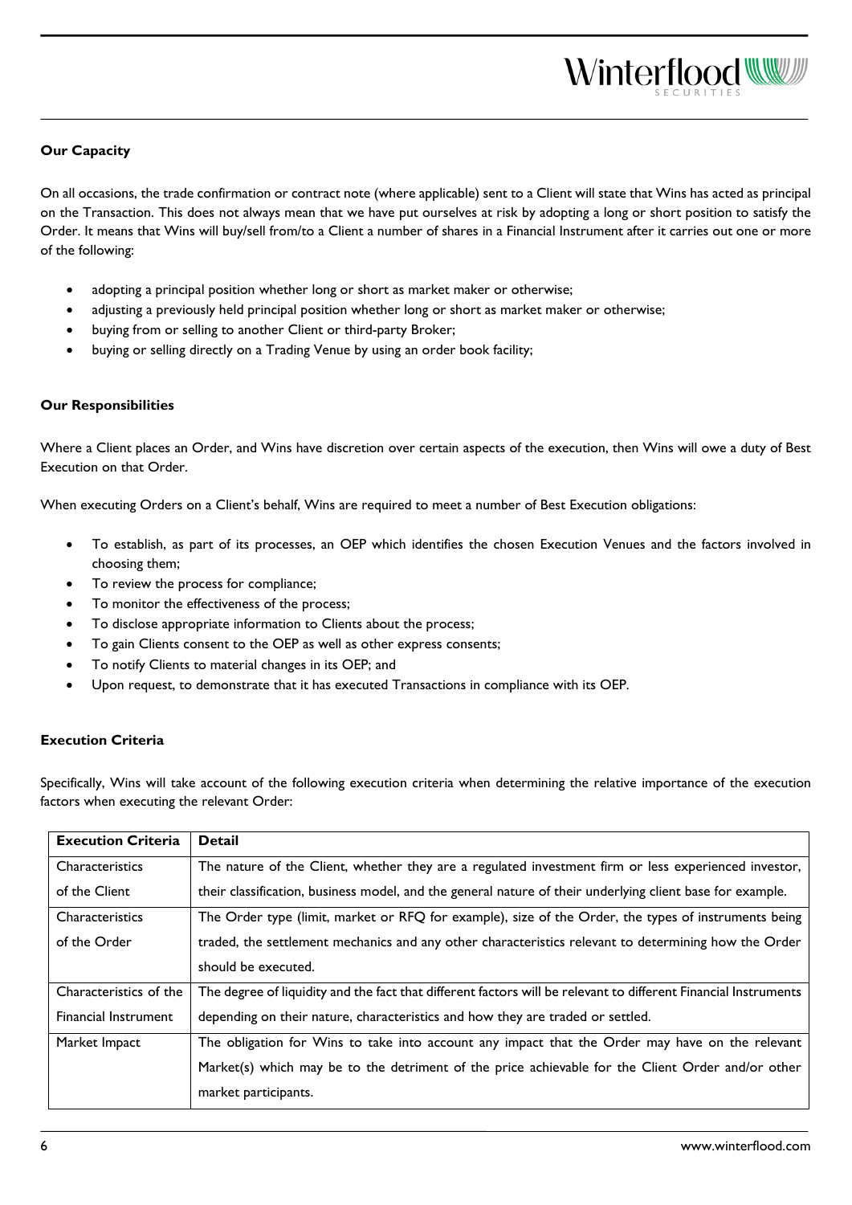**Our Capacity**

On all occasions, the trade confirmation or contract note (where applicable) sent to a Client will state that Wins has acted as principal on the Transaction. This does not always mean that we have put ourselves at risk by adopting a long or short position to satisfy the Order. It means that Wins will buy/sell from/to a Client a number of shares in a Financial Instrument after it carries out one or more of the following:

- adopting a principal position whether long or short as market maker or otherwise;
- adjusting a previously held principal position whether long or short as market maker or otherwise;
- buying from or selling to another Client or third-party Broker;
- buying or selling directly on a Trading Venue by using an order book facility;

**Our Responsibilities**

Where a Client places an Order, and Wins have discretion over certain aspects of the execution, then Wins will owe a duty of Best Execution on that Order.

When executing Orders on a Client's behalf, Wins are required to meet a number of Best Execution obligations:

- To establish, as part of its processes, an OEP which identifies the chosen Execution Venues and the factors involved in choosing them;
- To review the process for compliance;
- To monitor the effectiveness of the process;
- To disclose appropriate information to Clients about the process;
- To gain Clients consent to the OEP as well as other express consents;
- To notify Clients to material changes in its OEP; and
- Upon request, to demonstrate that it has executed Transactions in compliance with its OEP.

**Execution Criteria**

Specifically, Wins will take account of the following execution criteria when determining the relative importance of the execution factors when executing the relevant Order:

| Execution Criteria | Detail |
|---|---|
| Characteristics of the Client | The nature of the Client, whether they are a regulated investment firm or less experienced investor, their classification, business model, and the general nature of their underlying client base for example. |
| Characteristics of the Order | The Order type (limit, market or RFQ for example), size of the Order, the types of instruments being traded, the settlement mechanics and any other characteristics relevant to determining how the Order should be executed. |
| Characteristics of the Financial Instrument | The degree of liquidity and the fact that different factors will be relevant to different Financial Instruments depending on their nature, characteristics and how they are traded or settled. |
| Market Impact | The obligation for Wins to take into account any impact that the Order may have on the relevant Market(s) which may be to the detriment of the price achievable for the Client Order and/or other market participants. |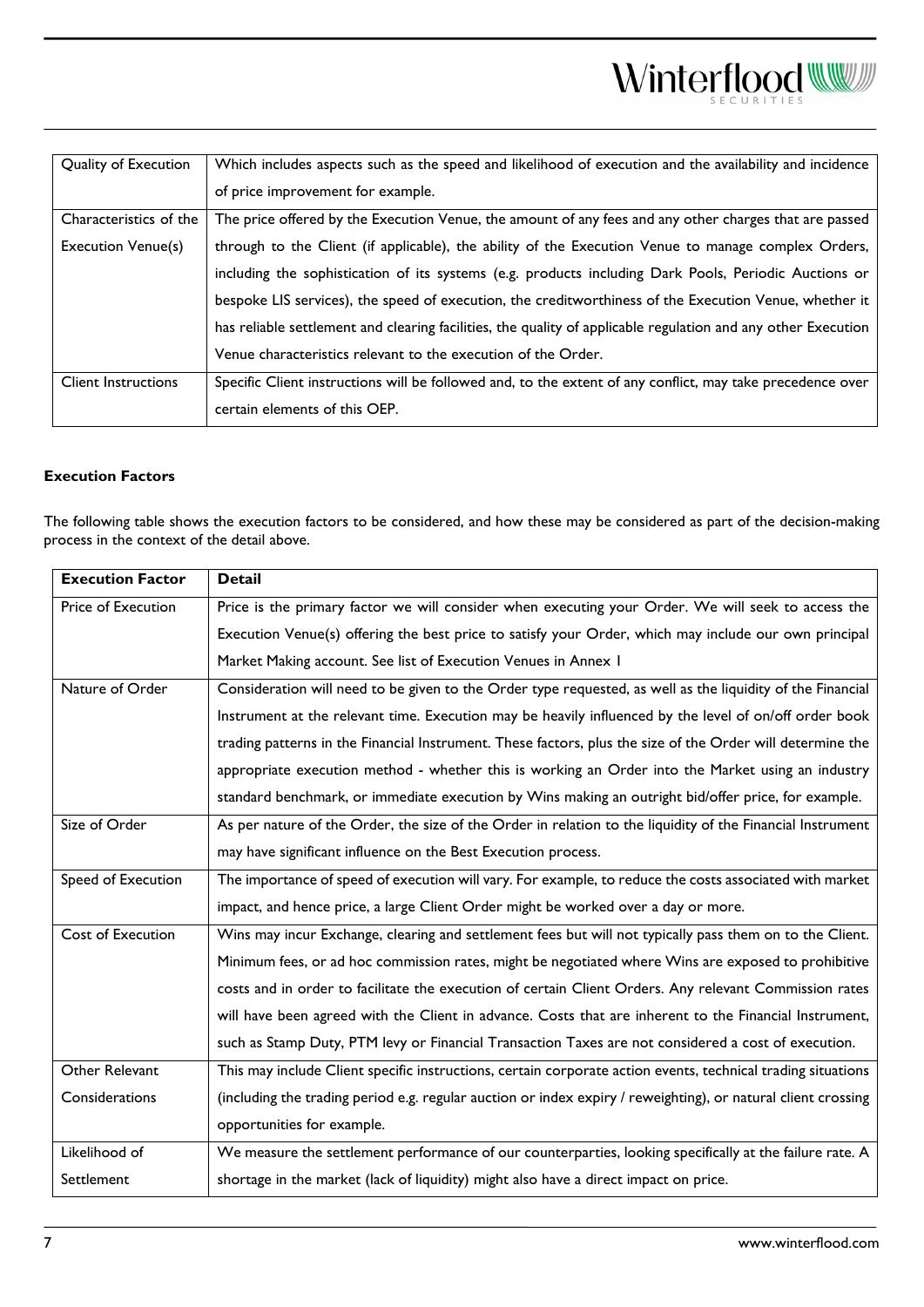| | |
|---|---|
| Quality of Execution | Which includes aspects such as the speed and likelihood of execution and the availability and incidence of price improvement for example. |
| Characteristics of the Execution Venue(s) | The price offered by the Execution Venue, the amount of any fees and any other charges that are passed through to the Client (if applicable), the ability of the Execution Venue to manage complex Orders, including the sophistication of its systems (e.g. products including Dark Pools, Periodic Auctions or bespoke LIS services), the speed of execution, the creditworthiness of the Execution Venue, whether it has reliable settlement and clearing facilities, the quality of applicable regulation and any other Execution Venue characteristics relevant to the execution of the Order. |
| Client Instructions | Specific Client instructions will be followed and, to the extent of any conflict, may take precedence over certain elements of this OEP. |

**Execution Factors**

The following table shows the execution factors to be considered, and how these may be considered as part of the decision-making process in the context of the detail above.

| Execution Factor | Detail |
|---|---|
| Price of Execution | Price is the primary factor we will consider when executing your Order. We will seek to access the Execution Venue(s) offering the best price to satisfy your Order, which may include our own principal Market Making account. See list of Execution Venues in Annex 1 |
| Nature of Order | Consideration will need to be given to the Order type requested, as well as the liquidity of the Financial Instrument at the relevant time. Execution may be heavily influenced by the level of on/off order book trading patterns in the Financial Instrument. These factors, plus the size of the Order will determine the appropriate execution method - whether this is working an Order into the Market using an industry standard benchmark, or immediate execution by Wins making an outright bid/offer price, for example. |
| Size of Order | As per nature of the Order, the size of the Order in relation to the liquidity of the Financial Instrument may have significant influence on the Best Execution process. |
| Speed of Execution | The importance of speed of execution will vary. For example, to reduce the costs associated with market impact, and hence price, a large Client Order might be worked over a day or more. |
| Cost of Execution | Wins may incur Exchange, clearing and settlement fees but will not typically pass them on to the Client. Minimum fees, or ad hoc commission rates, might be negotiated where Wins are exposed to prohibitive costs and in order to facilitate the execution of certain Client Orders. Any relevant Commission rates will have been agreed with the Client in advance. Costs that are inherent to the Financial Instrument, such as Stamp Duty, PTM levy or Financial Transaction Taxes are not considered a cost of execution. |
| Other Relevant Considerations | This may include Client specific instructions, certain corporate action events, technical trading situations (including the trading period e.g. regular auction or index expiry / reweighting), or natural client crossing opportunities for example. |
| Likelihood of Settlement | We measure the settlement performance of our counterparties, looking specifically at the failure rate. A shortage in the market (lack of liquidity) might also have a direct impact on price. |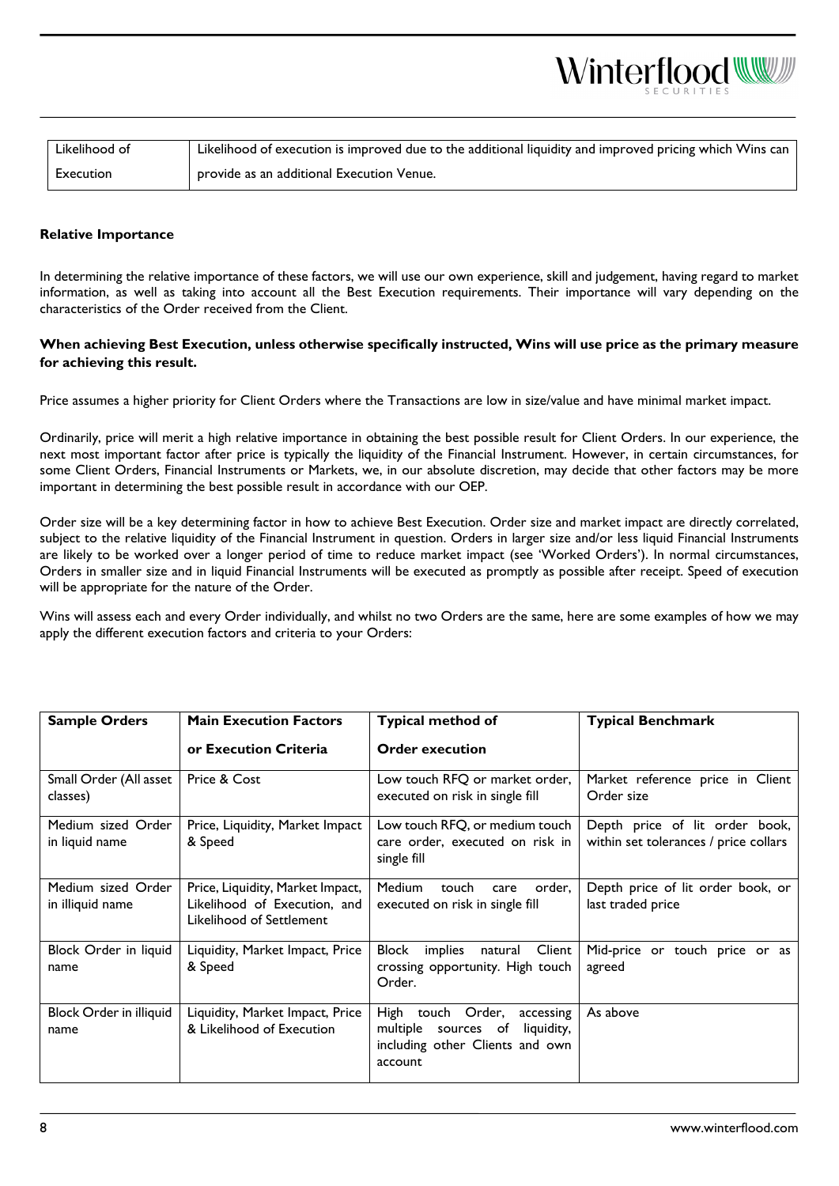| Likelihood of Execution | Likelihood of execution is improved due to the additional liquidity and improved pricing which Wins can provide as an additional Execution Venue. |
| --- | --- |

**Relative Importance**

In determining the relative importance of these factors, we will use our own experience, skill and judgement, having regard to market information, as well as taking into account all the Best Execution requirements. Their importance will vary depending on the characteristics of the Order received from the Client.

**When achieving Best Execution, unless otherwise specifically instructed, Wins will use price as the primary measure for achieving this result.**

Price assumes a higher priority for Client Orders where the Transactions are low in size/value and have minimal market impact.

Ordinarily, price will merit a high relative importance in obtaining the best possible result for Client Orders. In our experience, the next most important factor after price is typically the liquidity of the Financial Instrument. However, in certain circumstances, for some Client Orders, Financial Instruments or Markets, we, in our absolute discretion, may decide that other factors may be more important in determining the best possible result in accordance with our OEP.

Order size will be a key determining factor in how to achieve Best Execution. Order size and market impact are directly correlated, subject to the relative liquidity of the Financial Instrument in question. Orders in larger size and/or less liquid Financial Instruments are likely to be worked over a longer period of time to reduce market impact (see 'Worked Orders'). In normal circumstances, Orders in smaller size and in liquid Financial Instruments will be executed as promptly as possible after receipt. Speed of execution will be appropriate for the nature of the Order.

Wins will assess each and every Order individually, and whilst no two Orders are the same, here are some examples of how we may apply the different execution factors and criteria to your Orders:

| **Sample Orders** | **Main Execution Factors or Execution Criteria** | **Typical method of Order execution** | **Typical Benchmark** |
| --- | --- | --- | --- |
| Small Order (All asset classes) | Price & Cost | Low touch RFQ or market order, executed on risk in single fill | Market reference price in Client Order size |
| Medium sized Order in liquid name | Price, Liquidity, Market Impact & Speed | Low touch RFQ, or medium touch care order, executed on risk in single fill | Depth price of lit order book, within set tolerances / price collars |
| Medium sized Order in illiquid name | Price, Liquidity, Market Impact, Likelihood of Execution, and Likelihood of Settlement | Medium touch care order, executed on risk in single fill | Depth price of lit order book, or last traded price |
| Block Order in liquid name | Liquidity, Market Impact, Price & Speed | Block implies natural Client crossing opportunity. High touch Order. | Mid-price or touch price or as agreed |
| Block Order in illiquid name | Liquidity, Market Impact, Price & Likelihood of Execution | High touch Order, accessing multiple sources of liquidity, including other Clients and own account | As above |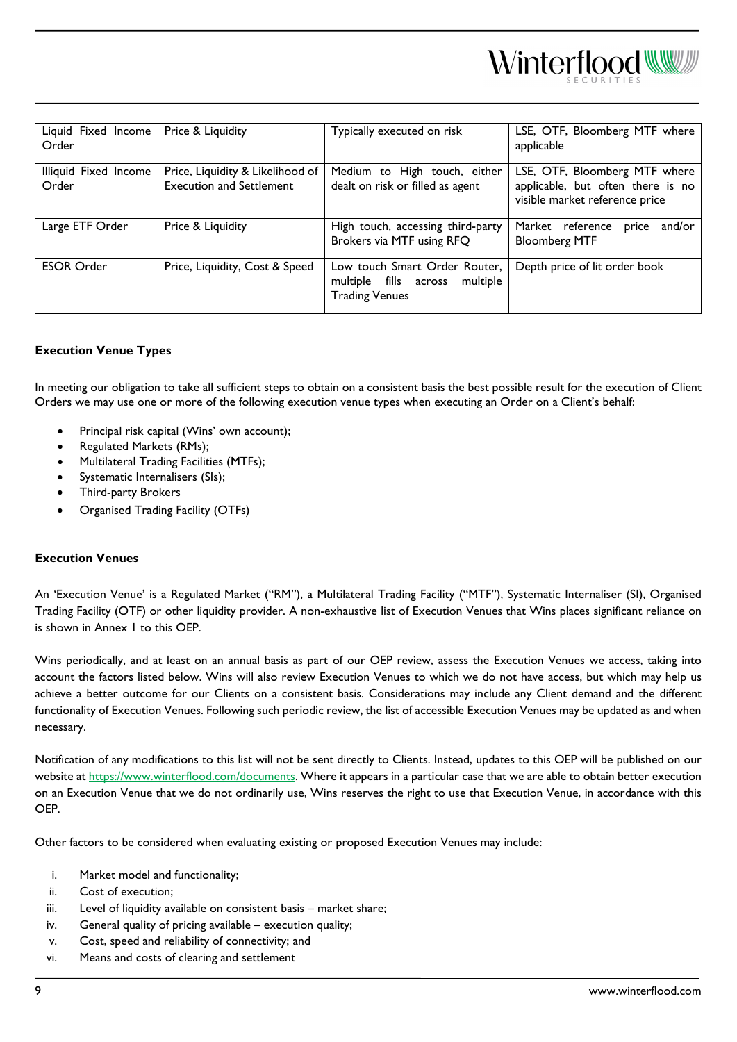| Liquid Fixed Income Order | Price & Liquidity | Typically executed on risk | LSE, OTF, Bloomberg MTF where applicable |
|---|---|---|---|
| Illiquid Fixed Income Order | Price, Liquidity & Likelihood of Execution and Settlement | Medium to High touch, either dealt on risk or filled as agent | LSE, OTF, Bloomberg MTF where applicable, but often there is no visible market reference price |
| Large ETF Order | Price & Liquidity | High touch, accessing third-party Brokers via MTF using RFQ | Market reference price and/or Bloomberg MTF |
| ESOR Order | Price, Liquidity, Cost & Speed | Low touch Smart Order Router, multiple fills across multiple Trading Venues | Depth price of lit order book |

**Execution Venue Types**

In meeting our obligation to take all sufficient steps to obtain on a consistent basis the best possible result for the execution of Client Orders we may use one or more of the following execution venue types when executing an Order on a Client's behalf:

- Principal risk capital (Wins' own account);
- Regulated Markets (RMs);
- Multilateral Trading Facilities (MTFs);
- Systematic Internalisers (SIs);
- Third-party Brokers
- Organised Trading Facility (OTFs)

**Execution Venues**

An 'Execution Venue' is a Regulated Market ("RM"), a Multilateral Trading Facility ("MTF"), Systematic Internaliser (SI), Organised Trading Facility (OTF) or other liquidity provider. A non-exhaustive list of Execution Venues that Wins places significant reliance on is shown in Annex 1 to this OEP.

Wins periodically, and at least on an annual basis as part of our OEP review, assess the Execution Venues we access, taking into account the factors listed below. Wins will also review Execution Venues to which we do not have access, but which may help us achieve a better outcome for our Clients on a consistent basis. Considerations may include any Client demand and the different functionality of Execution Venues. Following such periodic review, the list of accessible Execution Venues may be updated as and when necessary.

Notification of any modifications to this list will not be sent directly to Clients. Instead, updates to this OEP will be published on our website at https://www.winterflood.com/documents. Where it appears in a particular case that we are able to obtain better execution on an Execution Venue that we do not ordinarily use, Wins reserves the right to use that Execution Venue, in accordance with this OEP.

Other factors to be considered when evaluating existing or proposed Execution Venues may include:

i. Market model and functionality;
ii. Cost of execution;
iii. Level of liquidity available on consistent basis – market share;
iv. General quality of pricing available – execution quality;
v. Cost, speed and reliability of connectivity; and
vi. Means and costs of clearing and settlement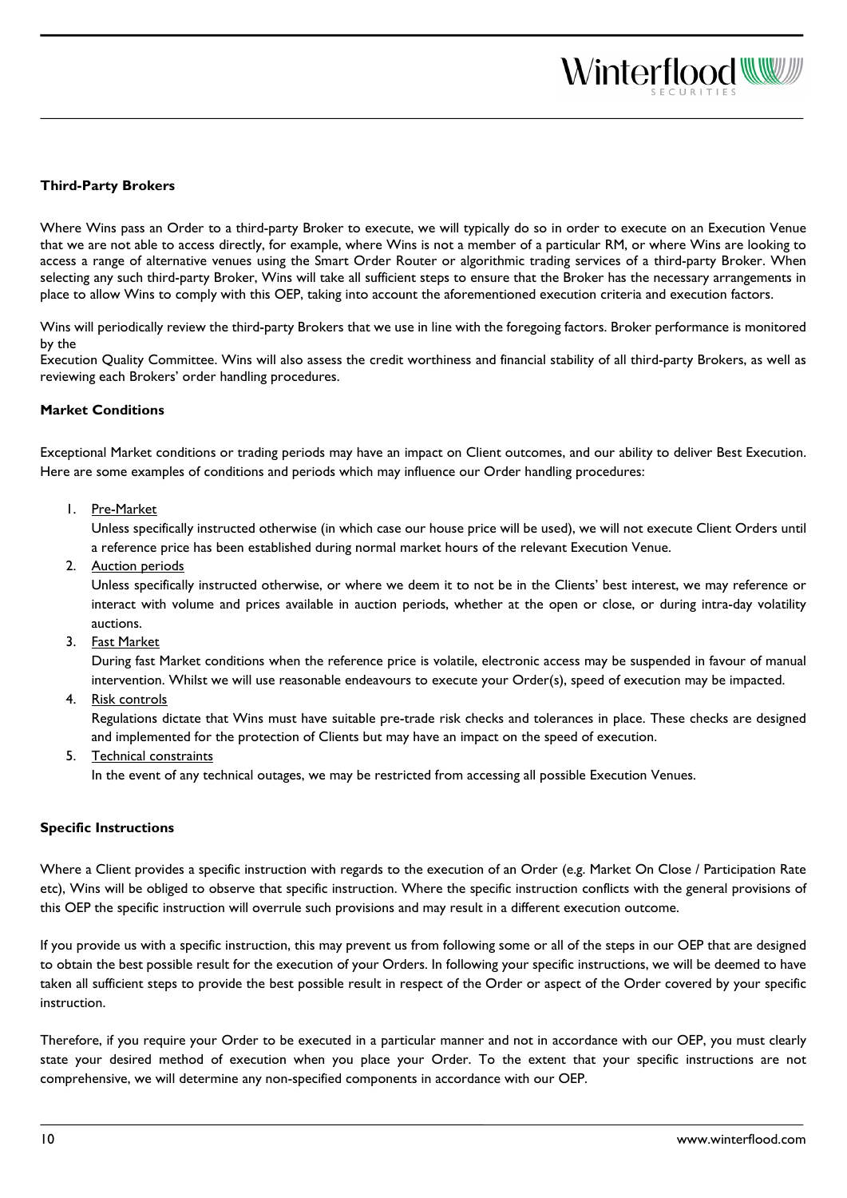### Third-Party Brokers

Where Wins pass an Order to a third-party Broker to execute, we will typically do so in order to execute on an Execution Venue that we are not able to access directly, for example, where Wins is not a member of a particular RM, or where Wins are looking to access a range of alternative venues using the Smart Order Router or algorithmic trading services of a third-party Broker. When selecting any such third-party Broker, Wins will take all sufficient steps to ensure that the Broker has the necessary arrangements in place to allow Wins to comply with this OEP, taking into account the aforementioned execution criteria and execution factors.

Wins will periodically review the third-party Brokers that we use in line with the foregoing factors. Broker performance is monitored by the
Execution Quality Committee. Wins will also assess the credit worthiness and financial stability of all third-party Brokers, as well as reviewing each Brokers' order handling procedures.

### Market Conditions

Exceptional Market conditions or trading periods may have an impact on Client outcomes, and our ability to deliver Best Execution. Here are some examples of conditions and periods which may influence our Order handling procedures:

1. Pre-Market
   Unless specifically instructed otherwise (in which case our house price will be used), we will not execute Client Orders until a reference price has been established during normal market hours of the relevant Execution Venue.
2. Auction periods
   Unless specifically instructed otherwise, or where we deem it to not be in the Clients' best interest, we may reference or interact with volume and prices available in auction periods, whether at the open or close, or during intra-day volatility auctions.
3. Fast Market
   During fast Market conditions when the reference price is volatile, electronic access may be suspended in favour of manual intervention. Whilst we will use reasonable endeavours to execute your Order(s), speed of execution may be impacted.
4. Risk controls
   Regulations dictate that Wins must have suitable pre-trade risk checks and tolerances in place. These checks are designed and implemented for the protection of Clients but may have an impact on the speed of execution.
5. Technical constraints
   In the event of any technical outages, we may be restricted from accessing all possible Execution Venues.

### Specific Instructions

Where a Client provides a specific instruction with regards to the execution of an Order (e.g. Market On Close / Participation Rate etc), Wins will be obliged to observe that specific instruction. Where the specific instruction conflicts with the general provisions of this OEP the specific instruction will overrule such provisions and may result in a different execution outcome.

If you provide us with a specific instruction, this may prevent us from following some or all of the steps in our OEP that are designed to obtain the best possible result for the execution of your Orders. In following your specific instructions, we will be deemed to have taken all sufficient steps to provide the best possible result in respect of the Order or aspect of the Order covered by your specific instruction.

Therefore, if you require your Order to be executed in a particular manner and not in accordance with our OEP, you must clearly state your desired method of execution when you place your Order. To the extent that your specific instructions are not comprehensive, we will determine any non-specified components in accordance with our OEP.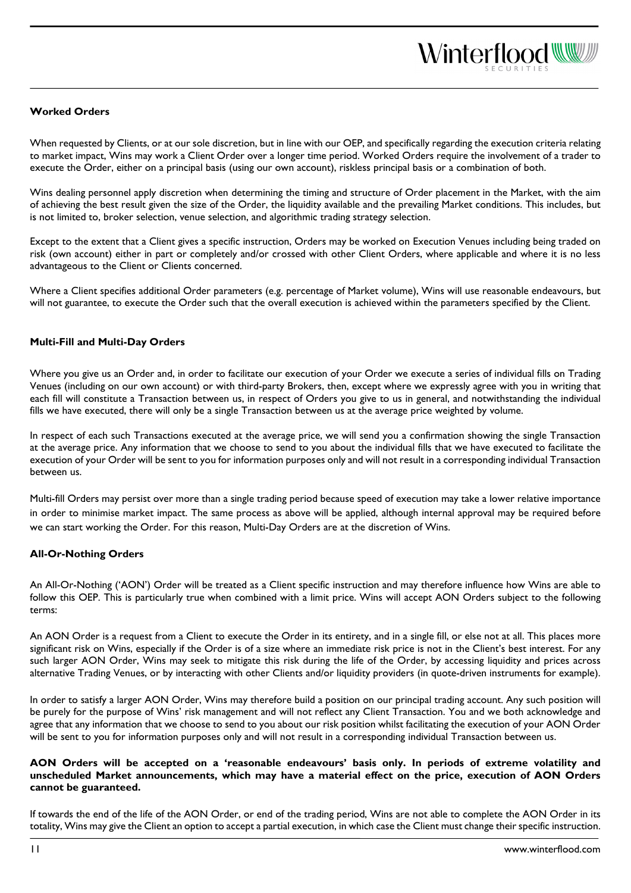## Worked Orders

When requested by Clients, or at our sole discretion, but in line with our OEP, and specifically regarding the execution criteria relating to market impact, Wins may work a Client Order over a longer time period. Worked Orders require the involvement of a trader to execute the Order, either on a principal basis (using our own account), riskless principal basis or a combination of both.

Wins dealing personnel apply discretion when determining the timing and structure of Order placement in the Market, with the aim of achieving the best result given the size of the Order, the liquidity available and the prevailing Market conditions. This includes, but is not limited to, broker selection, venue selection, and algorithmic trading strategy selection.

Except to the extent that a Client gives a specific instruction, Orders may be worked on Execution Venues including being traded on risk (own account) either in part or completely and/or crossed with other Client Orders, where applicable and where it is no less advantageous to the Client or Clients concerned.

Where a Client specifies additional Order parameters (e.g. percentage of Market volume), Wins will use reasonable endeavours, but will not guarantee, to execute the Order such that the overall execution is achieved within the parameters specified by the Client.

## Multi-Fill and Multi-Day Orders

Where you give us an Order and, in order to facilitate our execution of your Order we execute a series of individual fills on Trading Venues (including on our own account) or with third-party Brokers, then, except where we expressly agree with you in writing that each fill will constitute a Transaction between us, in respect of Orders you give to us in general, and notwithstanding the individual fills we have executed, there will only be a single Transaction between us at the average price weighted by volume.

In respect of each such Transactions executed at the average price, we will send you a confirmation showing the single Transaction at the average price. Any information that we choose to send to you about the individual fills that we have executed to facilitate the execution of your Order will be sent to you for information purposes only and will not result in a corresponding individual Transaction between us.

Multi-fill Orders may persist over more than a single trading period because speed of execution may take a lower relative importance in order to minimise market impact. The same process as above will be applied, although internal approval may be required before we can start working the Order. For this reason, Multi-Day Orders are at the discretion of Wins.

## All-Or-Nothing Orders

An All-Or-Nothing ('AON') Order will be treated as a Client specific instruction and may therefore influence how Wins are able to follow this OEP. This is particularly true when combined with a limit price. Wins will accept AON Orders subject to the following terms:

An AON Order is a request from a Client to execute the Order in its entirety, and in a single fill, or else not at all. This places more significant risk on Wins, especially if the Order is of a size where an immediate risk price is not in the Client's best interest. For any such larger AON Order, Wins may seek to mitigate this risk during the life of the Order, by accessing liquidity and prices across alternative Trading Venues, or by interacting with other Clients and/or liquidity providers (in quote-driven instruments for example).

In order to satisfy a larger AON Order, Wins may therefore build a position on our principal trading account. Any such position will be purely for the purpose of Wins' risk management and will not reflect any Client Transaction. You and we both acknowledge and agree that any information that we choose to send to you about our risk position whilst facilitating the execution of your AON Order will be sent to you for information purposes only and will not result in a corresponding individual Transaction between us.

**AON Orders will be accepted on a 'reasonable endeavours' basis only. In periods of extreme volatility and unscheduled Market announcements, which may have a material effect on the price, execution of AON Orders cannot be guaranteed.**

If towards the end of the life of the AON Order, or end of the trading period, Wins are not able to complete the AON Order in its totality, Wins may give the Client an option to accept a partial execution, in which case the Client must change their specific instruction.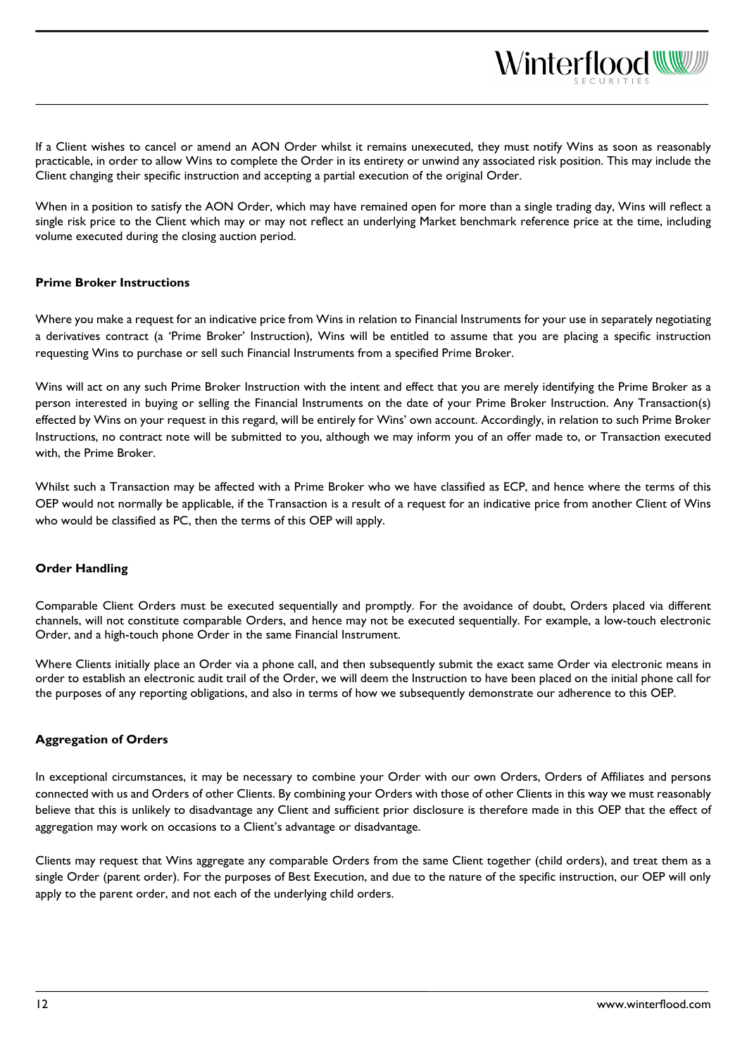If a Client wishes to cancel or amend an AON Order whilst it remains unexecuted, they must notify Wins as soon as reasonably practicable, in order to allow Wins to complete the Order in its entirety or unwind any associated risk position. This may include the Client changing their specific instruction and accepting a partial execution of the original Order.

When in a position to satisfy the AON Order, which may have remained open for more than a single trading day, Wins will reflect a single risk price to the Client which may or may not reflect an underlying Market benchmark reference price at the time, including volume executed during the closing auction period.

### Prime Broker Instructions

Where you make a request for an indicative price from Wins in relation to Financial Instruments for your use in separately negotiating a derivatives contract (a 'Prime Broker' Instruction), Wins will be entitled to assume that you are placing a specific instruction requesting Wins to purchase or sell such Financial Instruments from a specified Prime Broker.

Wins will act on any such Prime Broker Instruction with the intent and effect that you are merely identifying the Prime Broker as a person interested in buying or selling the Financial Instruments on the date of your Prime Broker Instruction. Any Transaction(s) effected by Wins on your request in this regard, will be entirely for Wins' own account. Accordingly, in relation to such Prime Broker Instructions, no contract note will be submitted to you, although we may inform you of an offer made to, or Transaction executed with, the Prime Broker.

Whilst such a Transaction may be affected with a Prime Broker who we have classified as ECP, and hence where the terms of this OEP would not normally be applicable, if the Transaction is a result of a request for an indicative price from another Client of Wins who would be classified as PC, then the terms of this OEP will apply.

### Order Handling

Comparable Client Orders must be executed sequentially and promptly. For the avoidance of doubt, Orders placed via different channels, will not constitute comparable Orders, and hence may not be executed sequentially. For example, a low-touch electronic Order, and a high-touch phone Order in the same Financial Instrument.

Where Clients initially place an Order via a phone call, and then subsequently submit the exact same Order via electronic means in order to establish an electronic audit trail of the Order, we will deem the Instruction to have been placed on the initial phone call for the purposes of any reporting obligations, and also in terms of how we subsequently demonstrate our adherence to this OEP.

### Aggregation of Orders

In exceptional circumstances, it may be necessary to combine your Order with our own Orders, Orders of Affiliates and persons connected with us and Orders of other Clients. By combining your Orders with those of other Clients in this way we must reasonably believe that this is unlikely to disadvantage any Client and sufficient prior disclosure is therefore made in this OEP that the effect of aggregation may work on occasions to a Client's advantage or disadvantage.

Clients may request that Wins aggregate any comparable Orders from the same Client together (child orders), and treat them as a single Order (parent order). For the purposes of Best Execution, and due to the nature of the specific instruction, our OEP will only apply to the parent order, and not each of the underlying child orders.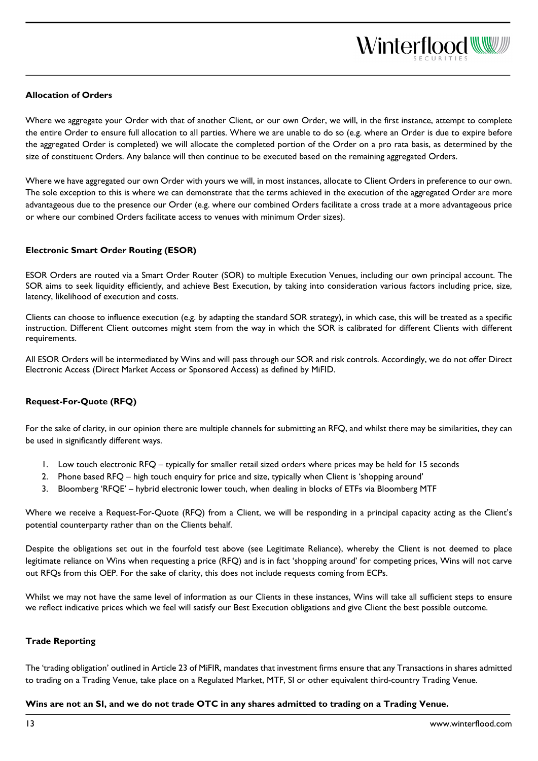### Allocation of Orders

Where we aggregate your Order with that of another Client, or our own Order, we will, in the first instance, attempt to complete the entire Order to ensure full allocation to all parties. Where we are unable to do so (e.g. where an Order is due to expire before the aggregated Order is completed) we will allocate the completed portion of the Order on a pro rata basis, as determined by the size of constituent Orders. Any balance will then continue to be executed based on the remaining aggregated Orders.

Where we have aggregated our own Order with yours we will, in most instances, allocate to Client Orders in preference to our own. The sole exception to this is where we can demonstrate that the terms achieved in the execution of the aggregated Order are more advantageous due to the presence our Order (e.g. where our combined Orders facilitate a cross trade at a more advantageous price or where our combined Orders facilitate access to venues with minimum Order sizes).

### Electronic Smart Order Routing (ESOR)

ESOR Orders are routed via a Smart Order Router (SOR) to multiple Execution Venues, including our own principal account. The SOR aims to seek liquidity efficiently, and achieve Best Execution, by taking into consideration various factors including price, size, latency, likelihood of execution and costs.

Clients can choose to influence execution (e.g. by adapting the standard SOR strategy), in which case, this will be treated as a specific instruction. Different Client outcomes might stem from the way in which the SOR is calibrated for different Clients with different requirements.

All ESOR Orders will be intermediated by Wins and will pass through our SOR and risk controls. Accordingly, we do not offer Direct Electronic Access (Direct Market Access or Sponsored Access) as defined by MiFID.

### Request-For-Quote (RFQ)

For the sake of clarity, in our opinion there are multiple channels for submitting an RFQ, and whilst there may be similarities, they can be used in significantly different ways.

1. Low touch electronic RFQ – typically for smaller retail sized orders where prices may be held for 15 seconds
2. Phone based RFQ – high touch enquiry for price and size, typically when Client is 'shopping around'
3. Bloomberg 'RFQE' – hybrid electronic lower touch, when dealing in blocks of ETFs via Bloomberg MTF

Where we receive a Request-For-Quote (RFQ) from a Client, we will be responding in a principal capacity acting as the Client's potential counterparty rather than on the Clients behalf.

Despite the obligations set out in the fourfold test above (see Legitimate Reliance), whereby the Client is not deemed to place legitimate reliance on Wins when requesting a price (RFQ) and is in fact 'shopping around' for competing prices, Wins will not carve out RFQs from this OEP. For the sake of clarity, this does not include requests coming from ECPs.

Whilst we may not have the same level of information as our Clients in these instances, Wins will take all sufficient steps to ensure we reflect indicative prices which we feel will satisfy our Best Execution obligations and give Client the best possible outcome.

### Trade Reporting

The 'trading obligation' outlined in Article 23 of MiFIR, mandates that investment firms ensure that any Transactions in shares admitted to trading on a Trading Venue, take place on a Regulated Market, MTF, SI or other equivalent third-country Trading Venue.

**Wins are not an SI, and we do not trade OTC in any shares admitted to trading on a Trading Venue.**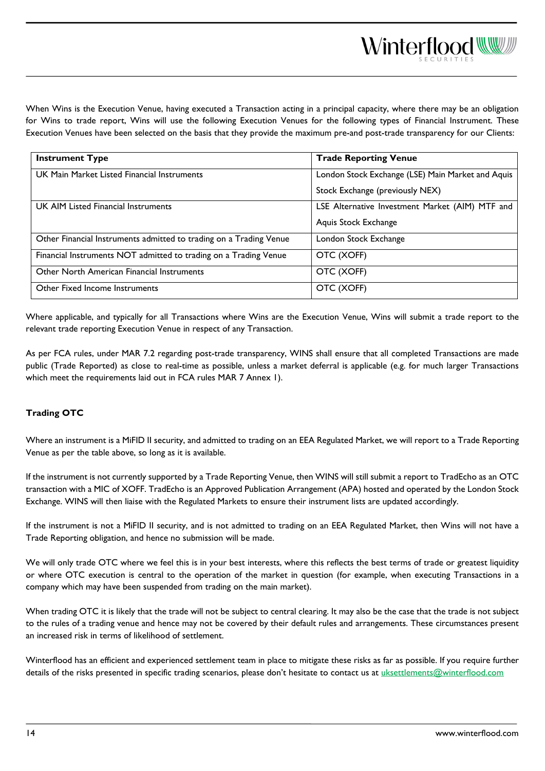When Wins is the Execution Venue, having executed a Transaction acting in a principal capacity, where there may be an obligation for Wins to trade report, Wins will use the following Execution Venues for the following types of Financial Instrument. These Execution Venues have been selected on the basis that they provide the maximum pre-and post-trade transparency for our Clients:

| Instrument Type | Trade Reporting Venue |
|---|---|
| UK Main Market Listed Financial Instruments | London Stock Exchange (LSE) Main Market and Aquis Stock Exchange (previously NEX) |
| UK AIM Listed Financial Instruments | LSE Alternative Investment Market (AIM) MTF and Aquis Stock Exchange |
| Other Financial Instruments admitted to trading on a Trading Venue | London Stock Exchange |
| Financial Instruments NOT admitted to trading on a Trading Venue | OTC (XOFF) |
| Other North American Financial Instruments | OTC (XOFF) |
| Other Fixed Income Instruments | OTC (XOFF) |

Where applicable, and typically for all Transactions where Wins are the Execution Venue, Wins will submit a trade report to the relevant trade reporting Execution Venue in respect of any Transaction.

As per FCA rules, under MAR 7.2 regarding post-trade transparency, WINS shall ensure that all completed Transactions are made public (Trade Reported) as close to real-time as possible, unless a market deferral is applicable (e.g. for much larger Transactions which meet the requirements laid out in FCA rules MAR 7 Annex 1).

**Trading OTC**

Where an instrument is a MiFID II security, and admitted to trading on an EEA Regulated Market, we will report to a Trade Reporting Venue as per the table above, so long as it is available.

If the instrument is not currently supported by a Trade Reporting Venue, then WINS will still submit a report to TradEcho as an OTC transaction with a MIC of XOFF. TradEcho is an Approved Publication Arrangement (APA) hosted and operated by the London Stock Exchange. WINS will then liaise with the Regulated Markets to ensure their instrument lists are updated accordingly.

If the instrument is not a MiFID II security, and is not admitted to trading on an EEA Regulated Market, then Wins will not have a Trade Reporting obligation, and hence no submission will be made.

We will only trade OTC where we feel this is in your best interests, where this reflects the best terms of trade or greatest liquidity or where OTC execution is central to the operation of the market in question (for example, when executing Transactions in a company which may have been suspended from trading on the main market).

When trading OTC it is likely that the trade will not be subject to central clearing. It may also be the case that the trade is not subject to the rules of a trading venue and hence may not be covered by their default rules and arrangements. These circumstances present an increased risk in terms of likelihood of settlement.

Winterflood has an efficient and experienced settlement team in place to mitigate these risks as far as possible. If you require further details of the risks presented in specific trading scenarios, please don't hesitate to contact us at uksettlements@winterflood.com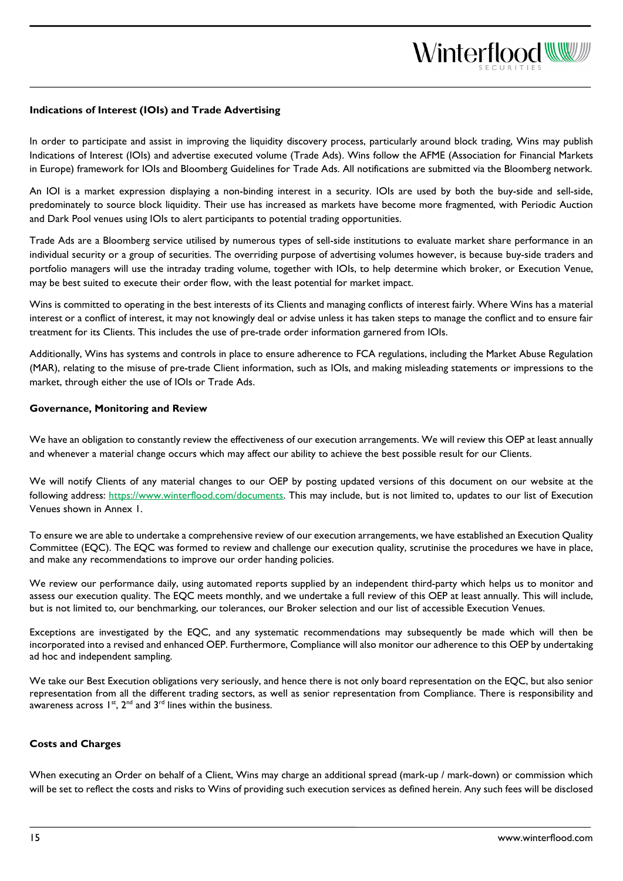**Indications of Interest (IOIs) and Trade Advertising**

In order to participate and assist in improving the liquidity discovery process, particularly around block trading, Wins may publish Indications of Interest (IOIs) and advertise executed volume (Trade Ads). Wins follow the AFME (Association for Financial Markets in Europe) framework for IOIs and Bloomberg Guidelines for Trade Ads. All notifications are submitted via the Bloomberg network.

An IOI is a market expression displaying a non-binding interest in a security. IOIs are used by both the buy-side and sell-side, predominately to source block liquidity. Their use has increased as markets have become more fragmented, with Periodic Auction and Dark Pool venues using IOIs to alert participants to potential trading opportunities.

Trade Ads are a Bloomberg service utilised by numerous types of sell-side institutions to evaluate market share performance in an individual security or a group of securities. The overriding purpose of advertising volumes however, is because buy-side traders and portfolio managers will use the intraday trading volume, together with IOIs, to help determine which broker, or Execution Venue, may be best suited to execute their order flow, with the least potential for market impact.

Wins is committed to operating in the best interests of its Clients and managing conflicts of interest fairly. Where Wins has a material interest or a conflict of interest, it may not knowingly deal or advise unless it has taken steps to manage the conflict and to ensure fair treatment for its Clients. This includes the use of pre-trade order information garnered from IOIs.

Additionally, Wins has systems and controls in place to ensure adherence to FCA regulations, including the Market Abuse Regulation (MAR), relating to the misuse of pre-trade Client information, such as IOIs, and making misleading statements or impressions to the market, through either the use of IOIs or Trade Ads.

**Governance, Monitoring and Review**

We have an obligation to constantly review the effectiveness of our execution arrangements. We will review this OEP at least annually and whenever a material change occurs which may affect our ability to achieve the best possible result for our Clients.

We will notify Clients of any material changes to our OEP by posting updated versions of this document on our website at the following address: https://www.winterflood.com/documents. This may include, but is not limited to, updates to our list of Execution Venues shown in Annex 1.

To ensure we are able to undertake a comprehensive review of our execution arrangements, we have established an Execution Quality Committee (EQC). The EQC was formed to review and challenge our execution quality, scrutinise the procedures we have in place, and make any recommendations to improve our order handing policies.

We review our performance daily, using automated reports supplied by an independent third-party which helps us to monitor and assess our execution quality. The EQC meets monthly, and we undertake a full review of this OEP at least annually. This will include, but is not limited to, our benchmarking, our tolerances, our Broker selection and our list of accessible Execution Venues.

Exceptions are investigated by the EQC, and any systematic recommendations may subsequently be made which will then be incorporated into a revised and enhanced OEP. Furthermore, Compliance will also monitor our adherence to this OEP by undertaking ad hoc and independent sampling.

We take our Best Execution obligations very seriously, and hence there is not only board representation on the EQC, but also senior representation from all the different trading sectors, as well as senior representation from Compliance. There is responsibility and awareness across 1st, 2nd and 3rd lines within the business.

**Costs and Charges**

When executing an Order on behalf of a Client, Wins may charge an additional spread (mark-up / mark-down) or commission which will be set to reflect the costs and risks to Wins of providing such execution services as defined herein. Any such fees will be disclosed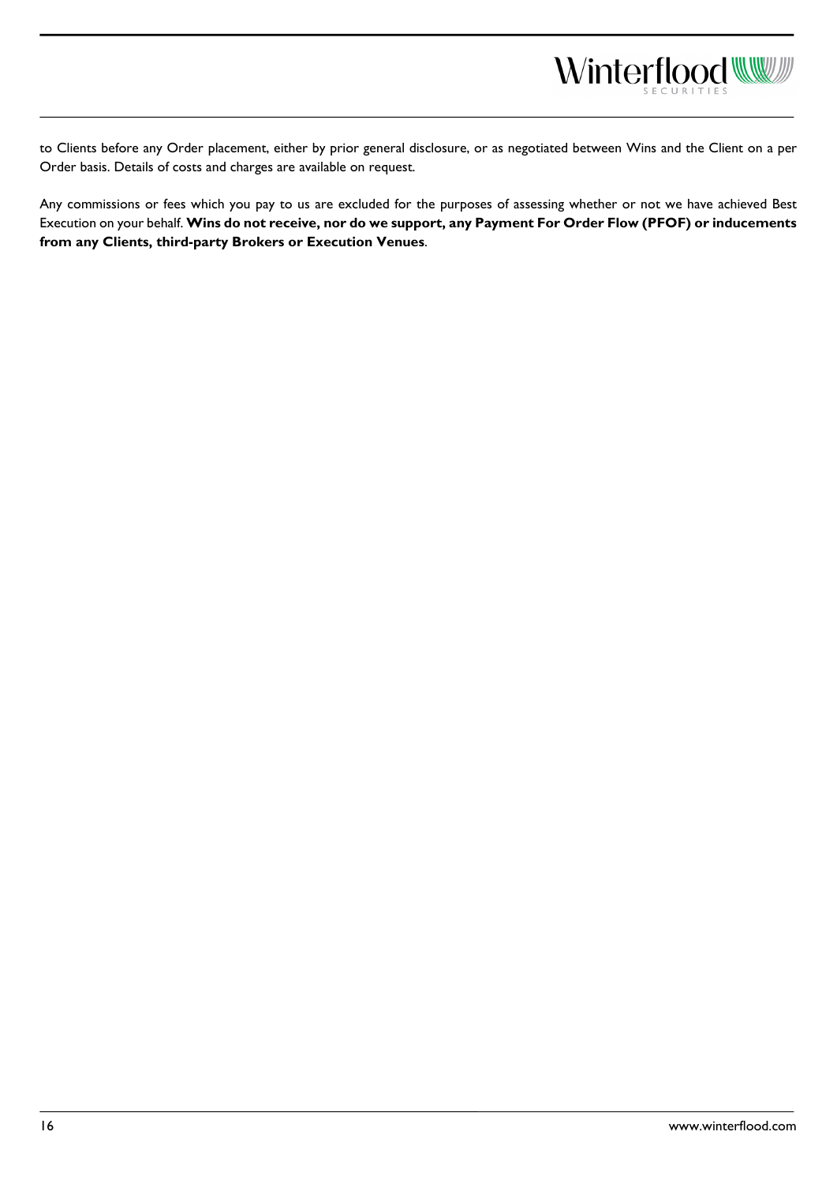to Clients before any Order placement, either by prior general disclosure, or as negotiated between Wins and the Client on a per Order basis. Details of costs and charges are available on request.

Any commissions or fees which you pay to us are excluded for the purposes of assessing whether or not we have achieved Best Execution on your behalf. **Wins do not receive, nor do we support, any Payment For Order Flow (PFOF) or inducements from any Clients, third-party Brokers or Execution Venues**.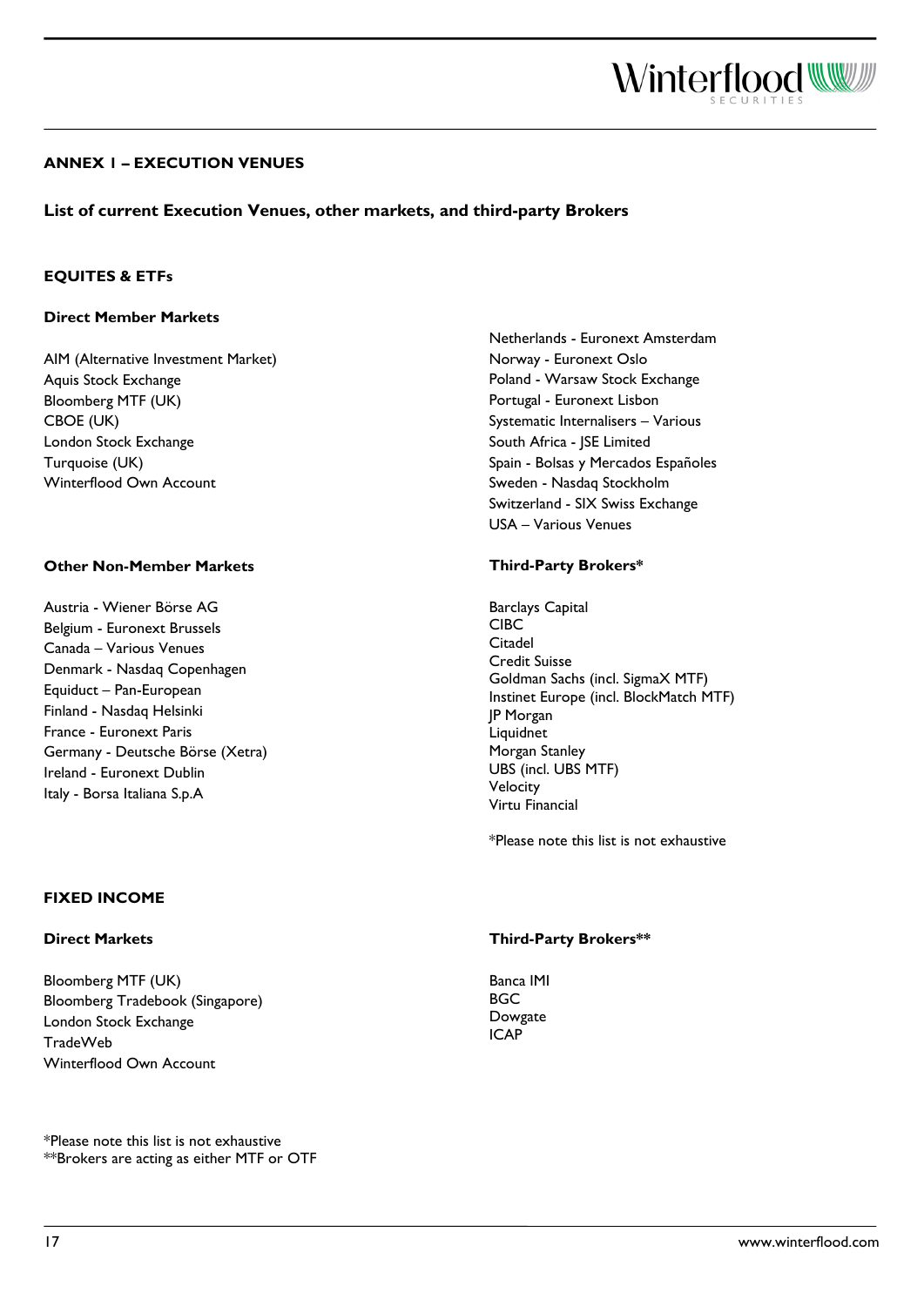## ANNEX 1 – EXECUTION VENUES

### List of current Execution Venues, other markets, and third-party Brokers

### EQUITES & ETFs

#### Direct Member Markets

AIM (Alternative Investment Market)
Aquis Stock Exchange
Bloomberg MTF (UK)
CBOE (UK)
London Stock Exchange
Turquoise (UK)
Winterflood Own Account

#### Other Non-Member Markets

Austria - Wiener Börse AG
Belgium - Euronext Brussels
Canada – Various Venues
Denmark - Nasdaq Copenhagen
Equiduct – Pan-European
Finland - Nasdaq Helsinki
France - Euronext Paris
Germany - Deutsche Börse (Xetra)
Ireland - Euronext Dublin
Italy - Borsa Italiana S.p.A
Netherlands - Euronext Amsterdam
Norway - Euronext Oslo
Poland - Warsaw Stock Exchange
Portugal - Euronext Lisbon
Systematic Internalisers – Various
South Africa - JSE Limited
Spain - Bolsas y Mercados Españoles
Sweden - Nasdaq Stockholm
Switzerland - SIX Swiss Exchange
USA – Various Venues

#### Third-Party Brokers*

Barclays Capital
CIBC
Citadel
Credit Suisse
Goldman Sachs (incl. SigmaX MTF)
Instinet Europe (incl. BlockMatch MTF)
JP Morgan
Liquidnet
Morgan Stanley
UBS (incl. UBS MTF)
Velocity
Virtu Financial

*Please note this list is not exhaustive

### FIXED INCOME

#### Direct Markets

Bloomberg MTF (UK)
Bloomberg Tradebook (Singapore)
London Stock Exchange
TradeWeb
Winterflood Own Account

#### Third-Party Brokers**

Banca IMI
BGC
Dowgate
ICAP

*Please note this list is not exhaustive
**Brokers are acting as either MTF or OTF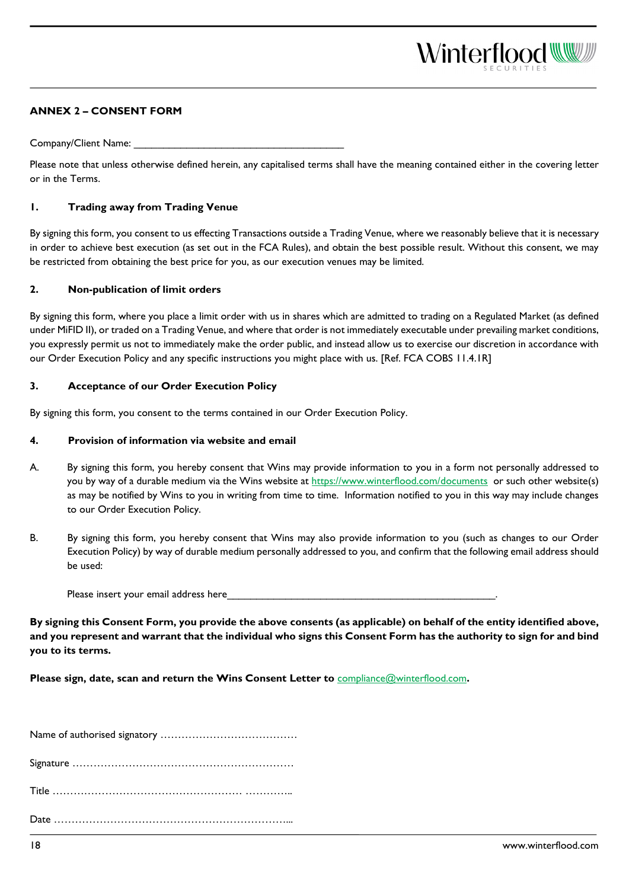## ANNEX 2 – CONSENT FORM

Company/Client Name: _______________________________________

Please note that unless otherwise defined herein, any capitalised terms shall have the meaning contained either in the covering letter or in the Terms.

### 1. Trading away from Trading Venue

By signing this form, you consent to us effecting Transactions outside a Trading Venue, where we reasonably believe that it is necessary in order to achieve best execution (as set out in the FCA Rules), and obtain the best possible result. Without this consent, we may be restricted from obtaining the best price for you, as our execution venues may be limited.

### 2. Non-publication of limit orders

By signing this form, where you place a limit order with us in shares which are admitted to trading on a Regulated Market (as defined under MiFID II), or traded on a Trading Venue, and where that order is not immediately executable under prevailing market conditions, you expressly permit us not to immediately make the order public, and instead allow us to exercise our discretion in accordance with our Order Execution Policy and any specific instructions you might place with us. [Ref. FCA COBS 11.4.1R]

### 3. Acceptance of our Order Execution Policy

By signing this form, you consent to the terms contained in our Order Execution Policy.

### 4. Provision of information via website and email

A. By signing this form, you hereby consent that Wins may provide information to you in a form not personally addressed to you by way of a durable medium via the Wins website at https://www.winterflood.com/documents or such other website(s) as may be notified by Wins to you in writing from time to time. Information notified to you in this way may include changes to our Order Execution Policy.

B. By signing this form, you hereby consent that Wins may also provide information to you (such as changes to our Order Execution Policy) by way of durable medium personally addressed to you, and confirm that the following email address should be used:

Please insert your email address here__________________________________________________.

**By signing this Consent Form, you provide the above consents (as applicable) on behalf of the entity identified above, and you represent and warrant that the individual who signs this Consent Form has the authority to sign for and bind you to its terms.**

**Please sign, date, scan and return the Wins Consent Letter to compliance@winterflood.com.**

Name of authorised signatory ……………………………………

Signature …………………………………………………………

Title ……………………………………………… …………..

Date ……………………………………………………………...